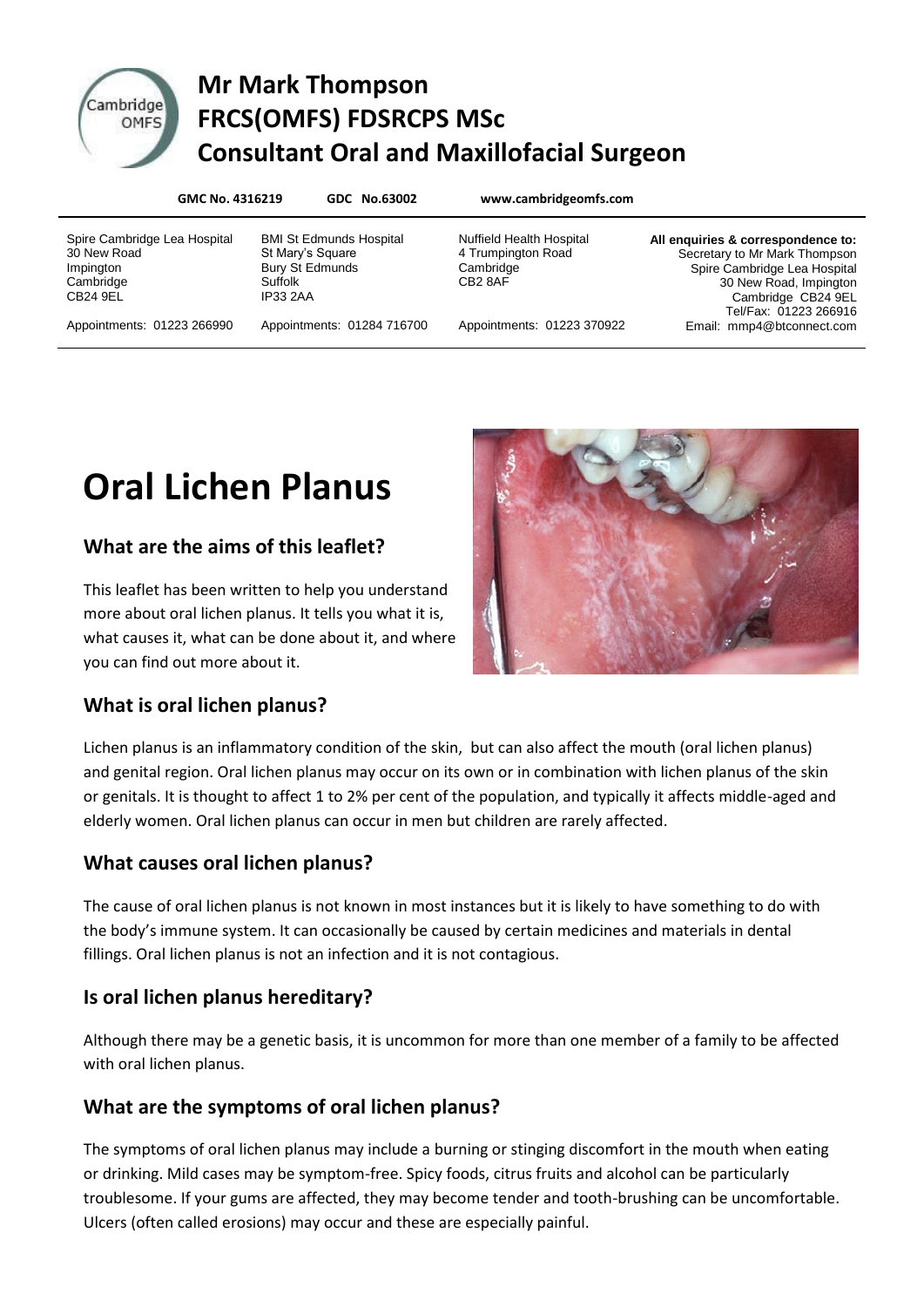# Mr Mark Thompson
# FRCS(OMFS) FDSRCPS MSc
# Consultant Oral and Maxillofacial Surgeon

**GMC No. 4316219 GDC No.63002 www.cambridgeomfs.com**

Spire Cambridge Lea Hospital
30 New Road
Impington
Cambridge
CB24 9EL
Appointments: 01223 266990

BMI St Edmunds Hospital
St Mary's Square
Bury St Edmunds
Suffolk
IP33 2AA
Appointments: 01284 716700

Nuffield Health Hospital
4 Trumpington Road
Cambridge
CB2 8AF
Appointments: 01223 370922

**All enquiries & correspondence to:**
Secretary to Mr Mark Thompson
Spire Cambridge Lea Hospital
30 New Road, Impington
Cambridge CB24 9EL
Tel/Fax: 01223 266916
Email: mmp4@btconnect.com

# Oral Lichen Planus

## What are the aims of this leaflet?

This leaflet has been written to help you understand more about oral lichen planus. It tells you what it is, what causes it, what can be done about it, and where you can find out more about it.

## What is oral lichen planus?

Lichen planus is an inflammatory condition of the skin, but can also affect the mouth (oral lichen planus) and genital region. Oral lichen planus may occur on its own or in combination with lichen planus of the skin or genitals. It is thought to affect 1 to 2% per cent of the population, and typically it affects middle-aged and elderly women. Oral lichen planus can occur in men but children are rarely affected.

## What causes oral lichen planus?

The cause of oral lichen planus is not known in most instances but it is likely to have something to do with the body's immune system. It can occasionally be caused by certain medicines and materials in dental fillings. Oral lichen planus is not an infection and it is not contagious.

## Is oral lichen planus hereditary?

Although there may be a genetic basis, it is uncommon for more than one member of a family to be affected with oral lichen planus.

## What are the symptoms of oral lichen planus?

The symptoms of oral lichen planus may include a burning or stinging discomfort in the mouth when eating or drinking. Mild cases may be symptom-free. Spicy foods, citrus fruits and alcohol can be particularly troublesome. If your gums are affected, they may become tender and tooth-brushing can be uncomfortable. Ulcers (often called erosions) may occur and these are especially painful.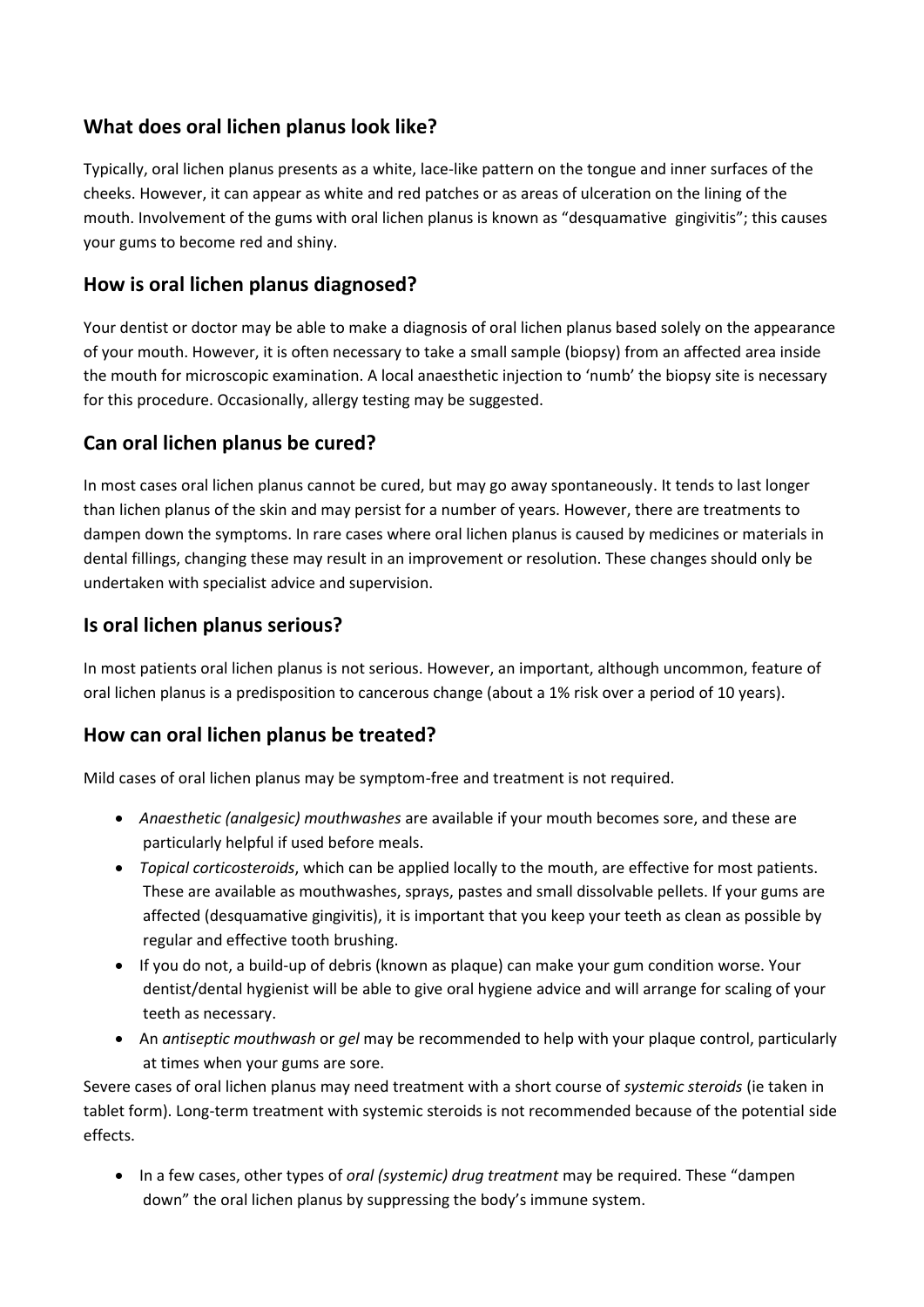## What does oral lichen planus look like?

Typically, oral lichen planus presents as a white, lace-like pattern on the tongue and inner surfaces of the cheeks. However, it can appear as white and red patches or as areas of ulceration on the lining of the mouth. Involvement of the gums with oral lichen planus is known as "desquamative gingivitis"; this causes your gums to become red and shiny.

## How is oral lichen planus diagnosed?

Your dentist or doctor may be able to make a diagnosis of oral lichen planus based solely on the appearance of your mouth. However, it is often necessary to take a small sample (biopsy) from an affected area inside the mouth for microscopic examination. A local anaesthetic injection to 'numb' the biopsy site is necessary for this procedure. Occasionally, allergy testing may be suggested.

## Can oral lichen planus be cured?

In most cases oral lichen planus cannot be cured, but may go away spontaneously. It tends to last longer than lichen planus of the skin and may persist for a number of years. However, there are treatments to dampen down the symptoms. In rare cases where oral lichen planus is caused by medicines or materials in dental fillings, changing these may result in an improvement or resolution. These changes should only be undertaken with specialist advice and supervision.

## Is oral lichen planus serious?

In most patients oral lichen planus is not serious. However, an important, although uncommon, feature of oral lichen planus is a predisposition to cancerous change (about a 1% risk over a period of 10 years).

## How can oral lichen planus be treated?

Mild cases of oral lichen planus may be symptom-free and treatment is not required.

- *Anaesthetic (analgesic) mouthwashes* are available if your mouth becomes sore, and these are particularly helpful if used before meals.
- *Topical corticosteroids*, which can be applied locally to the mouth, are effective for most patients. These are available as mouthwashes, sprays, pastes and small dissolvable pellets. If your gums are affected (desquamative gingivitis), it is important that you keep your teeth as clean as possible by regular and effective tooth brushing.
- If you do not, a build-up of debris (known as plaque) can make your gum condition worse. Your dentist/dental hygienist will be able to give oral hygiene advice and will arrange for scaling of your teeth as necessary.
- An *antiseptic mouthwash* or *gel* may be recommended to help with your plaque control, particularly at times when your gums are sore.

Severe cases of oral lichen planus may need treatment with a short course of *systemic steroids* (ie taken in tablet form). Long-term treatment with systemic steroids is not recommended because of the potential side effects.

- In a few cases, other types of *oral (systemic) drug treatment* may be required. These "dampen down" the oral lichen planus by suppressing the body's immune system.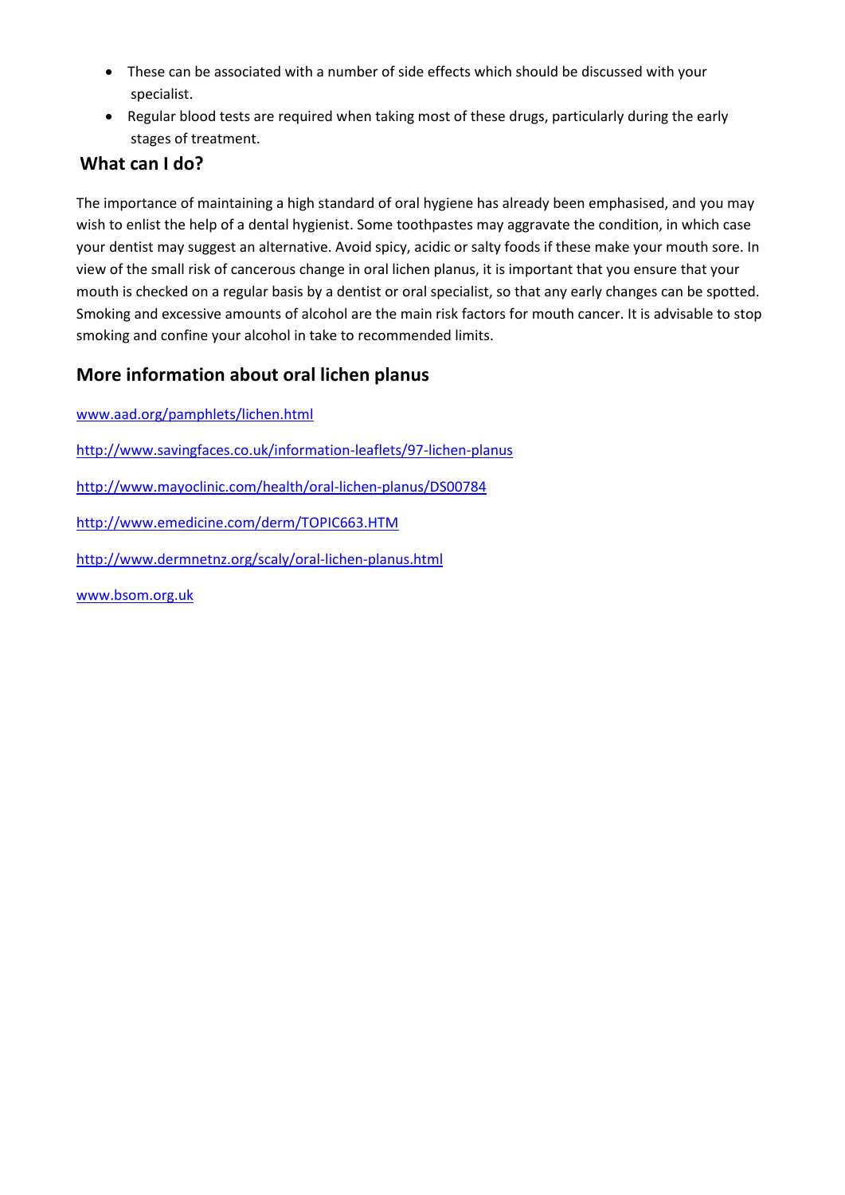- These can be associated with a number of side effects which should be discussed with your specialist.
- Regular blood tests are required when taking most of these drugs, particularly during the early stages of treatment.

## What can I do?

The importance of maintaining a high standard of oral hygiene has already been emphasised, and you may wish to enlist the help of a dental hygienist. Some toothpastes may aggravate the condition, in which case your dentist may suggest an alternative. Avoid spicy, acidic or salty foods if these make your mouth sore. In view of the small risk of cancerous change in oral lichen planus, it is important that you ensure that your mouth is checked on a regular basis by a dentist or oral specialist, so that any early changes can be spotted. Smoking and excessive amounts of alcohol are the main risk factors for mouth cancer. It is advisable to stop smoking and confine your alcohol in take to recommended limits.

## More information about oral lichen planus

www.aad.org/pamphlets/lichen.html

http://www.savingfaces.co.uk/information-leaflets/97-lichen-planus

http://www.mayoclinic.com/health/oral-lichen-planus/DS00784

http://www.emedicine.com/derm/TOPIC663.HTM

http://www.dermnetnz.org/scaly/oral-lichen-planus.html

www.bsom.org.uk